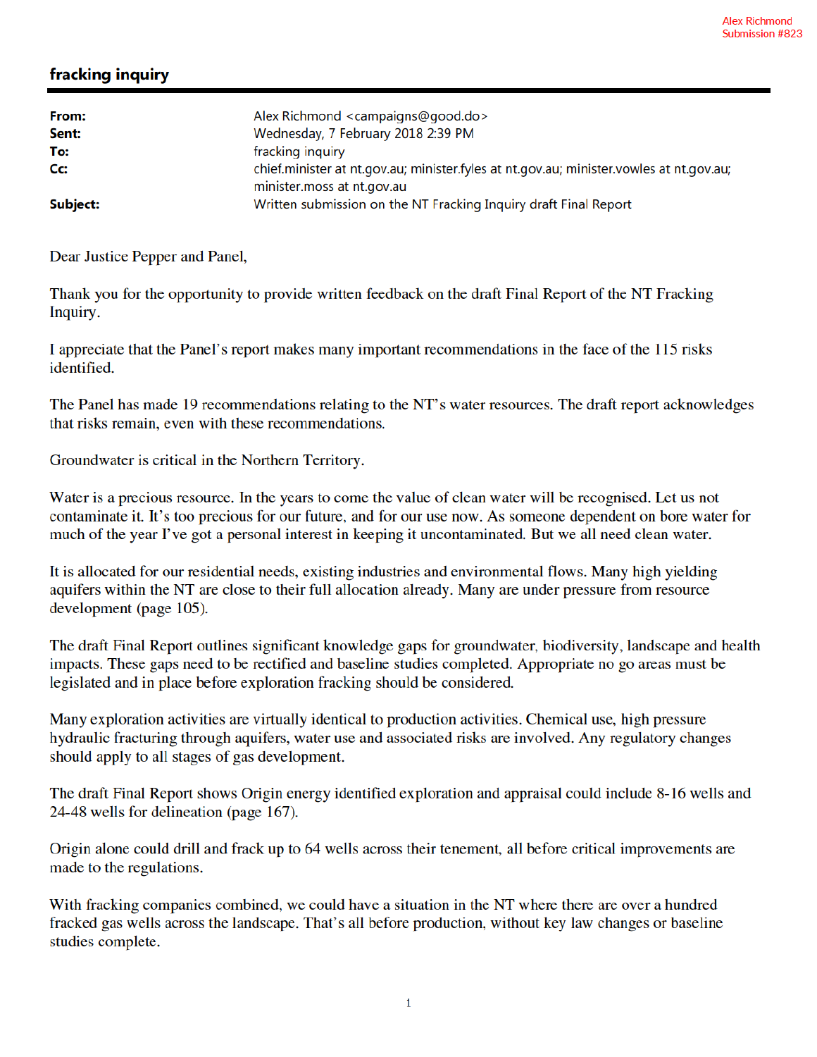Alex Richmond
Submission #823

# fracking inquiry

| | |
|---|---|
| **From:** | Alex Richmond <campaigns@good.do> |
| **Sent:** | Wednesday, 7 February 2018 2:39 PM |
| **To:** | fracking inquiry |
| **Cc:** | chief.minister at nt.gov.au; minister.fyles at nt.gov.au; minister.vowles at nt.gov.au; minister.moss at nt.gov.au |
| **Subject:** | Written submission on the NT Fracking Inquiry draft Final Report |

Dear Justice Pepper and Panel,

Thank you for the opportunity to provide written feedback on the draft Final Report of the NT Fracking Inquiry.

I appreciate that the Panel's report makes many important recommendations in the face of the 115 risks identified.

The Panel has made 19 recommendations relating to the NT's water resources. The draft report acknowledges that risks remain, even with these recommendations.

Groundwater is critical in the Northern Territory.

Water is a precious resource. In the years to come the value of clean water will be recognised. Let us not contaminate it. It's too precious for our future, and for our use now. As someone dependent on bore water for much of the year I've got a personal interest in keeping it uncontaminated. But we all need clean water.

It is allocated for our residential needs, existing industries and environmental flows. Many high yielding aquifers within the NT are close to their full allocation already. Many are under pressure from resource development (page 105).

The draft Final Report outlines significant knowledge gaps for groundwater, biodiversity, landscape and health impacts. These gaps need to be rectified and baseline studies completed. Appropriate no go areas must be legislated and in place before exploration fracking should be considered.

Many exploration activities are virtually identical to production activities. Chemical use, high pressure hydraulic fracturing through aquifers, water use and associated risks are involved. Any regulatory changes should apply to all stages of gas development.

The draft Final Report shows Origin energy identified exploration and appraisal could include 8-16 wells and 24-48 wells for delineation (page 167).

Origin alone could drill and frack up to 64 wells across their tenement, all before critical improvements are made to the regulations.

With fracking companies combined, we could have a situation in the NT where there are over a hundred fracked gas wells across the landscape. That's all before production, without key law changes or baseline studies complete.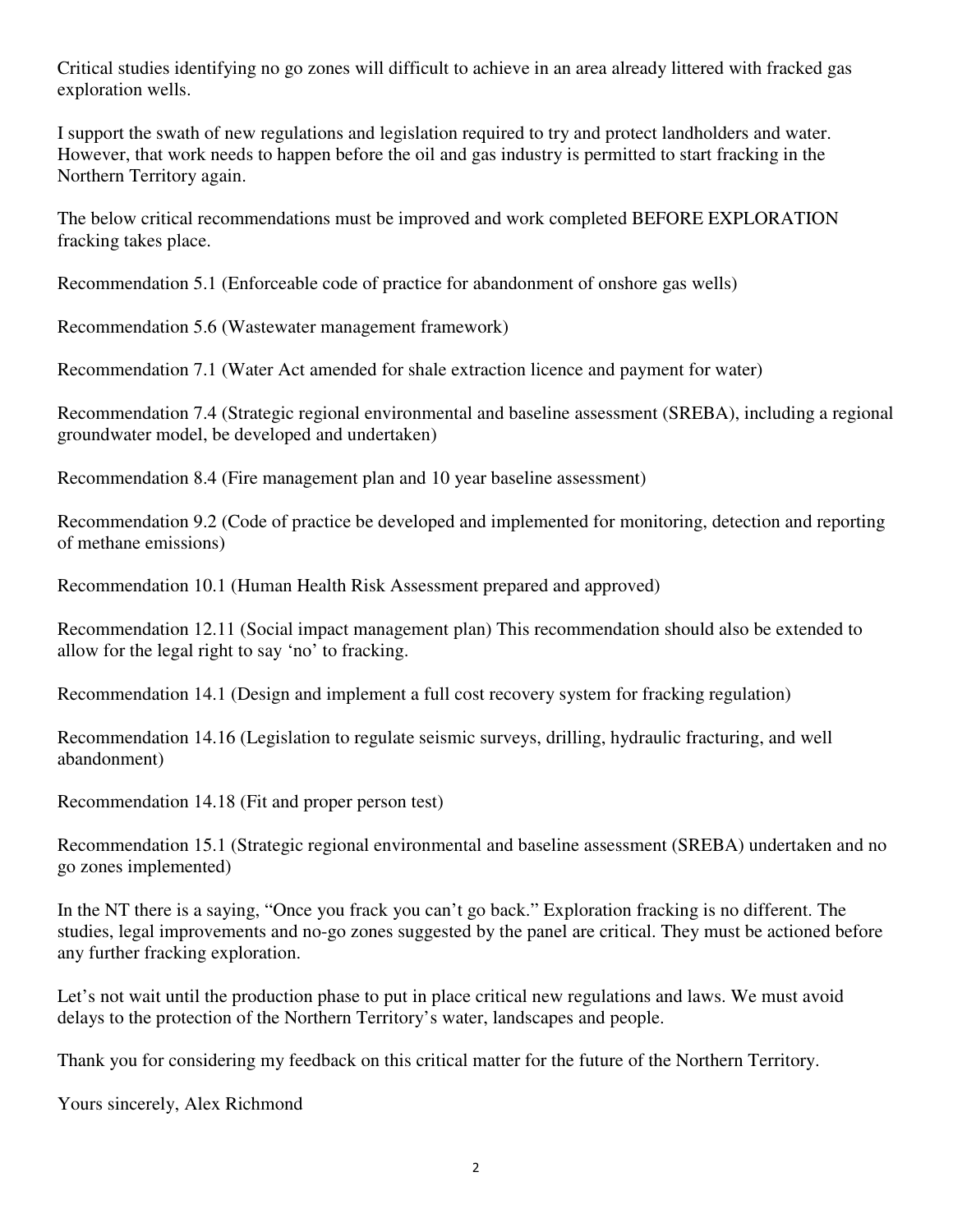Critical studies identifying no go zones will difficult to achieve in an area already littered with fracked gas exploration wells.

I support the swath of new regulations and legislation required to try and protect landholders and water. However, that work needs to happen before the oil and gas industry is permitted to start fracking in the Northern Territory again.

The below critical recommendations must be improved and work completed BEFORE EXPLORATION fracking takes place.

Recommendation 5.1 (Enforceable code of practice for abandonment of onshore gas wells)

Recommendation 5.6 (Wastewater management framework)

Recommendation 7.1 (Water Act amended for shale extraction licence and payment for water)

Recommendation 7.4 (Strategic regional environmental and baseline assessment (SREBA), including a regional groundwater model, be developed and undertaken)

Recommendation 8.4 (Fire management plan and 10 year baseline assessment)

Recommendation 9.2 (Code of practice be developed and implemented for monitoring, detection and reporting of methane emissions)

Recommendation 10.1 (Human Health Risk Assessment prepared and approved)

Recommendation 12.11 (Social impact management plan) This recommendation should also be extended to allow for the legal right to say 'no' to fracking.

Recommendation 14.1 (Design and implement a full cost recovery system for fracking regulation)

Recommendation 14.16 (Legislation to regulate seismic surveys, drilling, hydraulic fracturing, and well abandonment)

Recommendation 14.18 (Fit and proper person test)

Recommendation 15.1 (Strategic regional environmental and baseline assessment (SREBA) undertaken and no go zones implemented)

In the NT there is a saying, "Once you frack you can't go back." Exploration fracking is no different. The studies, legal improvements and no-go zones suggested by the panel are critical. They must be actioned before any further fracking exploration.

Let's not wait until the production phase to put in place critical new regulations and laws. We must avoid delays to the protection of the Northern Territory's water, landscapes and people.

Thank you for considering my feedback on this critical matter for the future of the Northern Territory.

Yours sincerely, Alex Richmond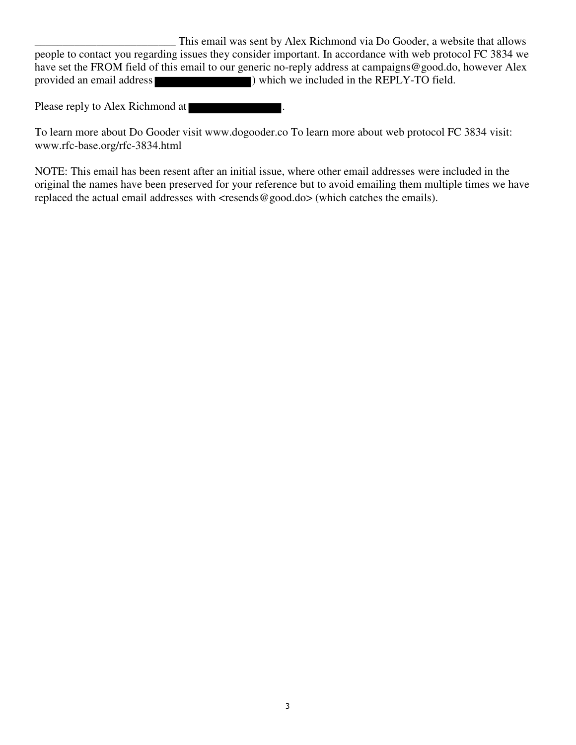_________________________ This email was sent by Alex Richmond via Do Gooder, a website that allows people to contact you regarding issues they consider important. In accordance with web protocol FC 3834 we have set the FROM field of this email to our generic no-reply address at campaigns@good.do, however Alex provided an email address ██████████) which we included in the REPLY-TO field.

Please reply to Alex Richmond at ██████████.

To learn more about Do Gooder visit www.dogooder.co To learn more about web protocol FC 3834 visit: www.rfc-base.org/rfc-3834.html

NOTE: This email has been resent after an initial issue, where other email addresses were included in the original the names have been preserved for your reference but to avoid emailing them multiple times we have replaced the actual email addresses with <resends@good.do> (which catches the emails).